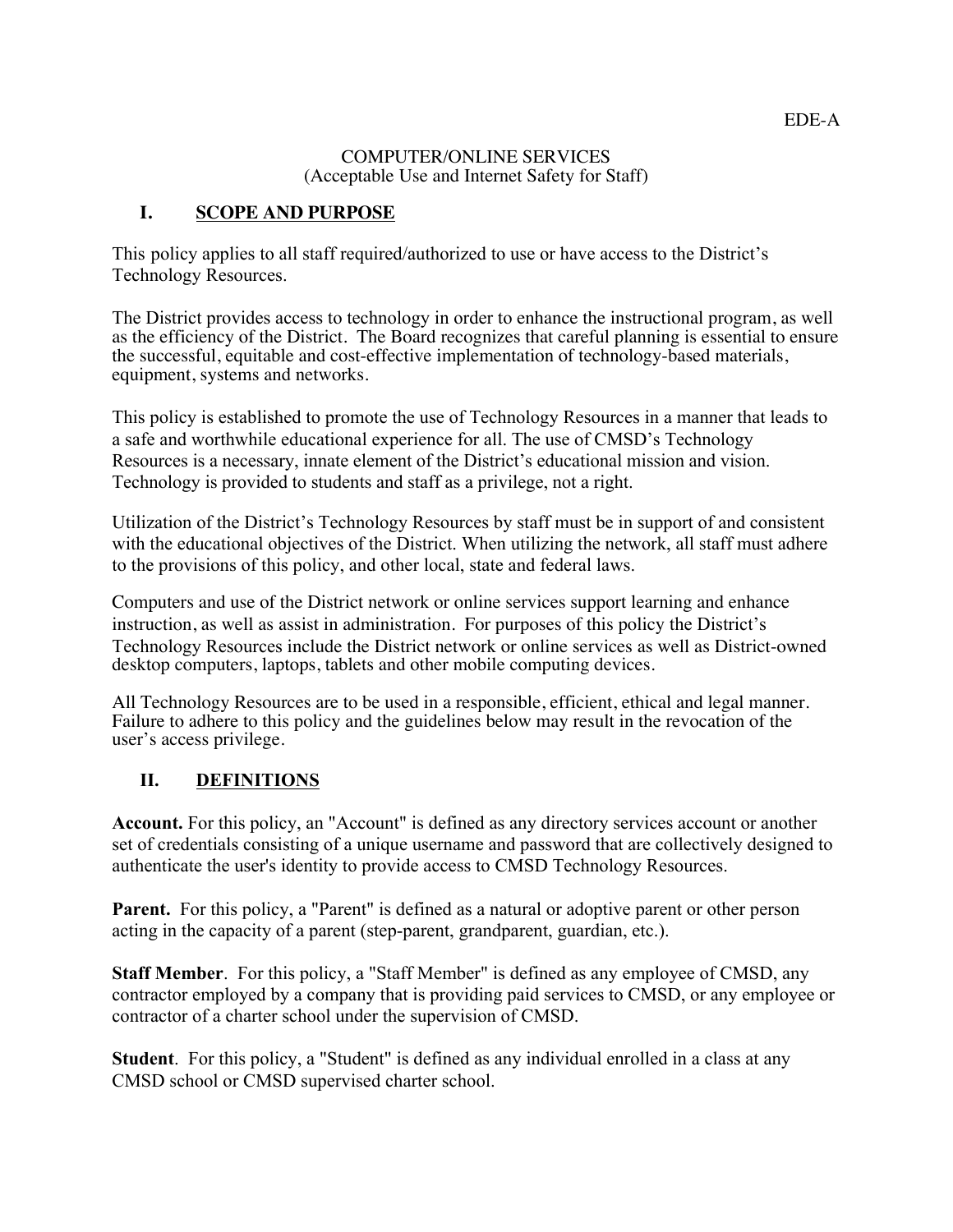EDE-A

# COMPUTER/ONLINE SERVICES
(Acceptable Use and Internet Safety for Staff)

## I. SCOPE AND PURPOSE

This policy applies to all staff required/authorized to use or have access to the District's Technology Resources.

The District provides access to technology in order to enhance the instructional program, as well as the efficiency of the District. The Board recognizes that careful planning is essential to ensure the successful, equitable and cost-effective implementation of technology-based materials, equipment, systems and networks.

This policy is established to promote the use of Technology Resources in a manner that leads to a safe and worthwhile educational experience for all. The use of CMSD's Technology Resources is a necessary, innate element of the District's educational mission and vision. Technology is provided to students and staff as a privilege, not a right.

Utilization of the District's Technology Resources by staff must be in support of and consistent with the educational objectives of the District. When utilizing the network, all staff must adhere to the provisions of this policy, and other local, state and federal laws.

Computers and use of the District network or online services support learning and enhance instruction, as well as assist in administration. For purposes of this policy the District's Technology Resources include the District network or online services as well as District-owned desktop computers, laptops, tablets and other mobile computing devices.

All Technology Resources are to be used in a responsible, efficient, ethical and legal manner. Failure to adhere to this policy and the guidelines below may result in the revocation of the user's access privilege.

## II. DEFINITIONS

**Account.** For this policy, an "Account" is defined as any directory services account or another set of credentials consisting of a unique username and password that are collectively designed to authenticate the user's identity to provide access to CMSD Technology Resources.

**Parent.** For this policy, a "Parent" is defined as a natural or adoptive parent or other person acting in the capacity of a parent (step-parent, grandparent, guardian, etc.).

**Staff Member**. For this policy, a "Staff Member" is defined as any employee of CMSD, any contractor employed by a company that is providing paid services to CMSD, or any employee or contractor of a charter school under the supervision of CMSD.

**Student**. For this policy, a "Student" is defined as any individual enrolled in a class at any CMSD school or CMSD supervised charter school.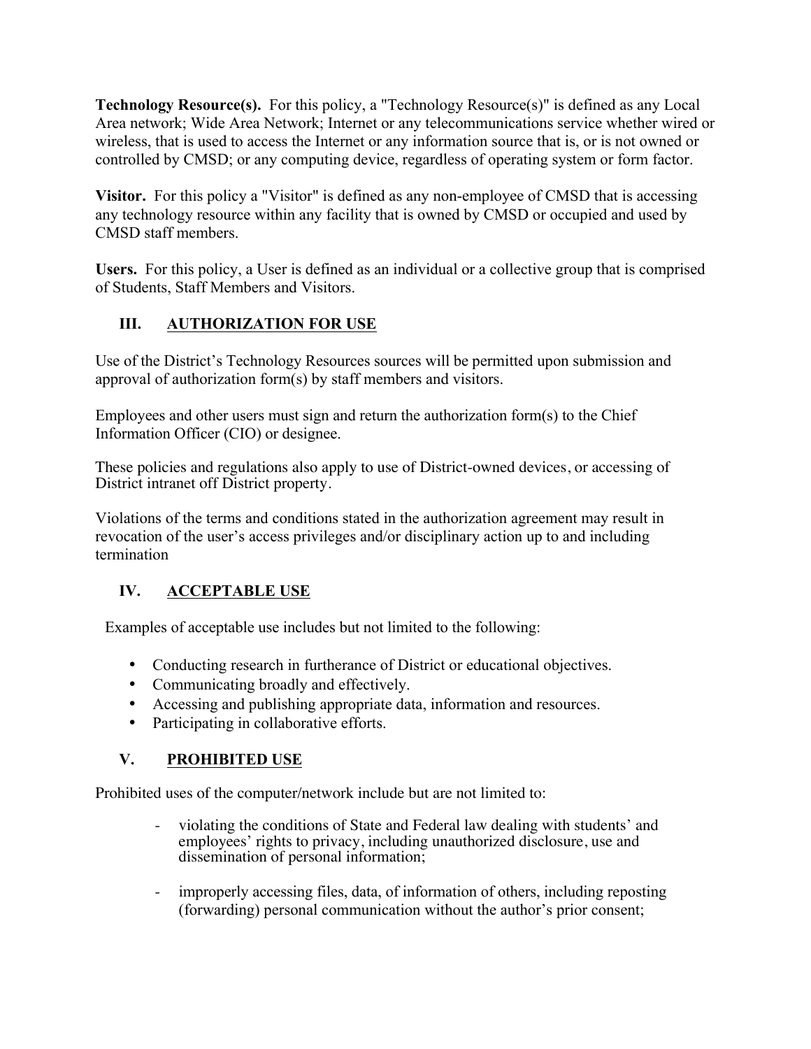**Technology Resource(s).** For this policy, a "Technology Resource(s)" is defined as any Local Area network; Wide Area Network; Internet or any telecommunications service whether wired or wireless, that is used to access the Internet or any information source that is, or is not owned or controlled by CMSD; or any computing device, regardless of operating system or form factor.

**Visitor.** For this policy a "Visitor" is defined as any non-employee of CMSD that is accessing any technology resource within any facility that is owned by CMSD or occupied and used by CMSD staff members.

**Users.** For this policy, a User is defined as an individual or a collective group that is comprised of Students, Staff Members and Visitors.

## III. AUTHORIZATION FOR USE

Use of the District's Technology Resources sources will be permitted upon submission and approval of authorization form(s) by staff members and visitors.

Employees and other users must sign and return the authorization form(s) to the Chief Information Officer (CIO) or designee.

These policies and regulations also apply to use of District-owned devices, or accessing of District intranet off District property.

Violations of the terms and conditions stated in the authorization agreement may result in revocation of the user's access privileges and/or disciplinary action up to and including termination

## IV. ACCEPTABLE USE

Examples of acceptable use includes but not limited to the following:

- Conducting research in furtherance of District or educational objectives.
- Communicating broadly and effectively.
- Accessing and publishing appropriate data, information and resources.
- Participating in collaborative efforts.

## V. PROHIBITED USE

Prohibited uses of the computer/network include but are not limited to:

- violating the conditions of State and Federal law dealing with students' and employees' rights to privacy, including unauthorized disclosure, use and dissemination of personal information;

- improperly accessing files, data, of information of others, including reposting (forwarding) personal communication without the author's prior consent;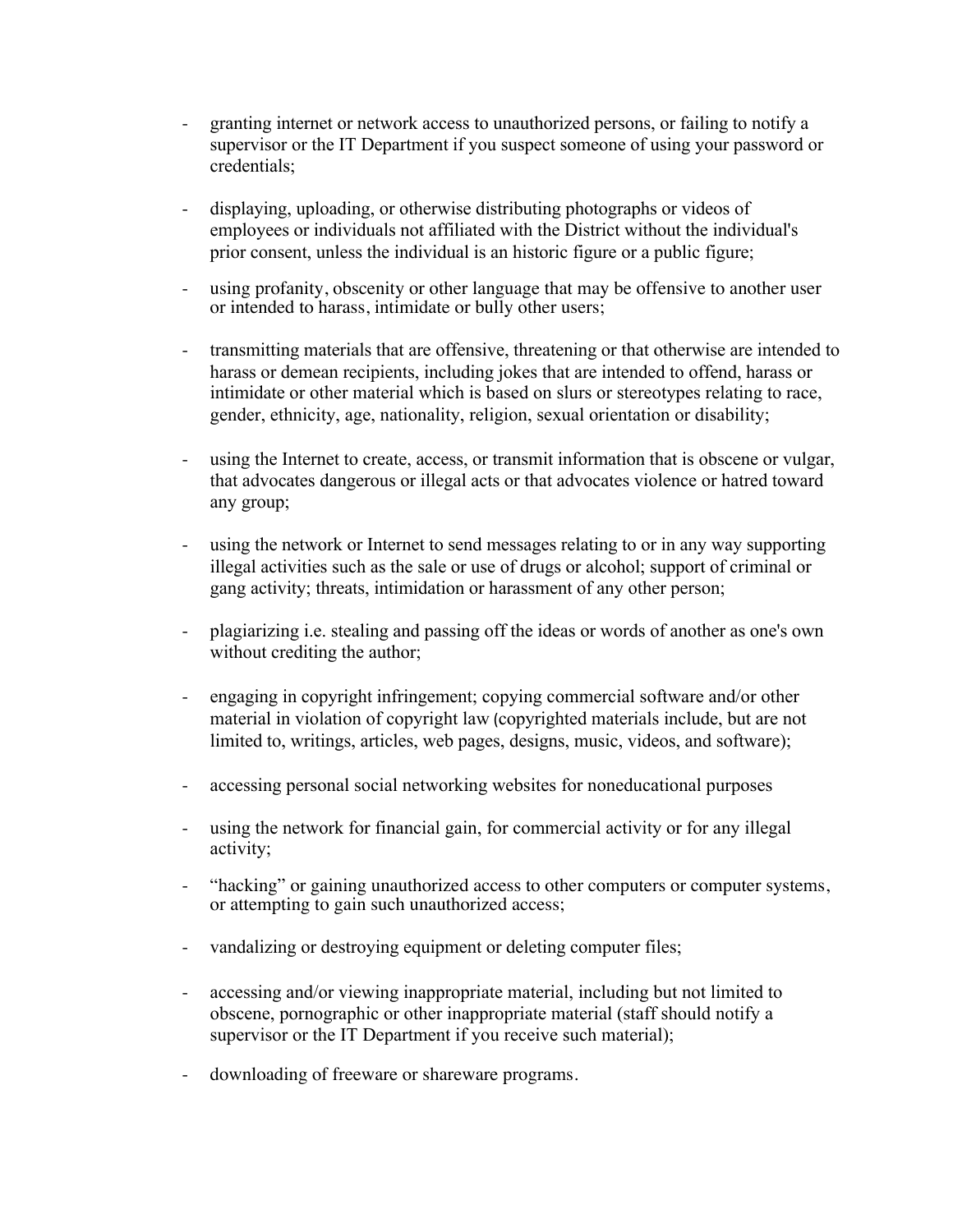- granting internet or network access to unauthorized persons, or failing to notify a supervisor or the IT Department if you suspect someone of using your password or credentials;

- displaying, uploading, or otherwise distributing photographs or videos of employees or individuals not affiliated with the District without the individual's prior consent, unless the individual is an historic figure or a public figure;

- using profanity, obscenity or other language that may be offensive to another user or intended to harass, intimidate or bully other users;

- transmitting materials that are offensive, threatening or that otherwise are intended to harass or demean recipients, including jokes that are intended to offend, harass or intimidate or other material which is based on slurs or stereotypes relating to race, gender, ethnicity, age, nationality, religion, sexual orientation or disability;

- using the Internet to create, access, or transmit information that is obscene or vulgar, that advocates dangerous or illegal acts or that advocates violence or hatred toward any group;

- using the network or Internet to send messages relating to or in any way supporting illegal activities such as the sale or use of drugs or alcohol; support of criminal or gang activity; threats, intimidation or harassment of any other person;

- plagiarizing i.e. stealing and passing off the ideas or words of another as one's own without crediting the author;

- engaging in copyright infringement; copying commercial software and/or other material in violation of copyright law (copyrighted materials include, but are not limited to, writings, articles, web pages, designs, music, videos, and software);

- accessing personal social networking websites for noneducational purposes

- using the network for financial gain, for commercial activity or for any illegal activity;

- "hacking" or gaining unauthorized access to other computers or computer systems, or attempting to gain such unauthorized access;

- vandalizing or destroying equipment or deleting computer files;

- accessing and/or viewing inappropriate material, including but not limited to obscene, pornographic or other inappropriate material (staff should notify a supervisor or the IT Department if you receive such material);

- downloading of freeware or shareware programs.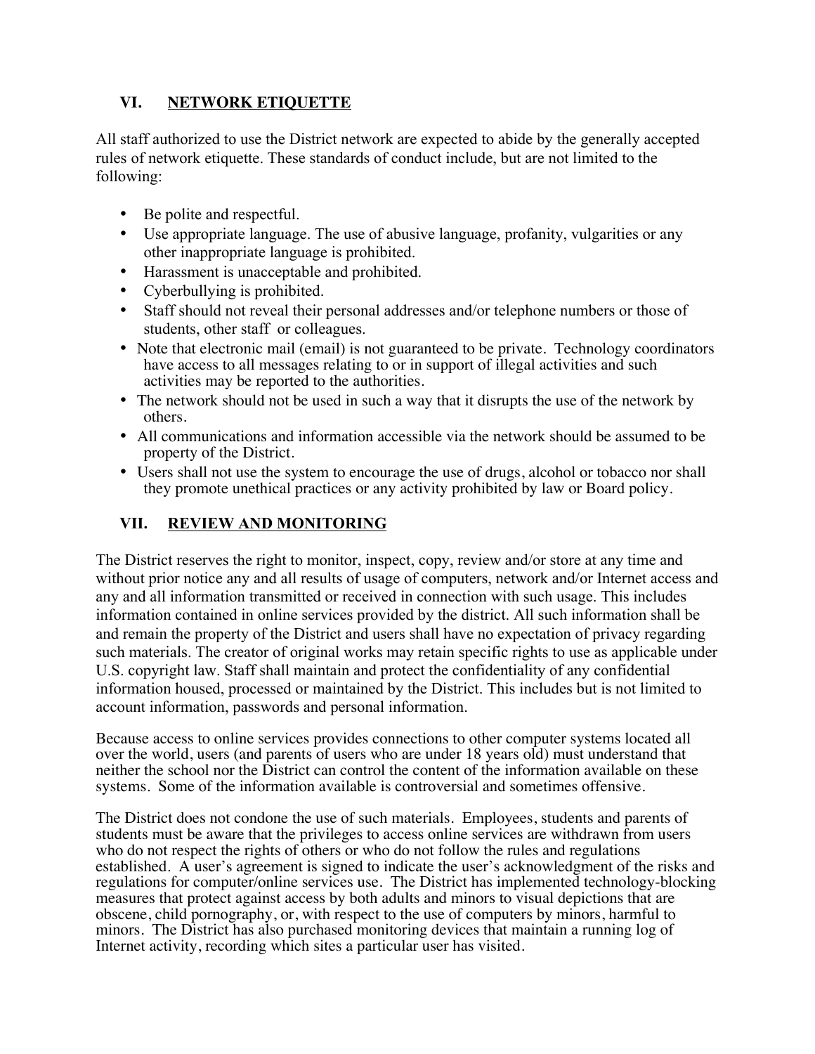## VI. NETWORK ETIQUETTE

All staff authorized to use the District network are expected to abide by the generally accepted rules of network etiquette. These standards of conduct include, but are not limited to the following:

- Be polite and respectful.
- Use appropriate language. The use of abusive language, profanity, vulgarities or any other inappropriate language is prohibited.
- Harassment is unacceptable and prohibited.
- Cyberbullying is prohibited.
- Staff should not reveal their personal addresses and/or telephone numbers or those of students, other staff or colleagues.
- Note that electronic mail (email) is not guaranteed to be private. Technology coordinators have access to all messages relating to or in support of illegal activities and such activities may be reported to the authorities.
- The network should not be used in such a way that it disrupts the use of the network by others.
- All communications and information accessible via the network should be assumed to be property of the District.
- Users shall not use the system to encourage the use of drugs, alcohol or tobacco nor shall they promote unethical practices or any activity prohibited by law or Board policy.

## VII. REVIEW AND MONITORING

The District reserves the right to monitor, inspect, copy, review and/or store at any time and without prior notice any and all results of usage of computers, network and/or Internet access and any and all information transmitted or received in connection with such usage. This includes information contained in online services provided by the district. All such information shall be and remain the property of the District and users shall have no expectation of privacy regarding such materials. The creator of original works may retain specific rights to use as applicable under U.S. copyright law. Staff shall maintain and protect the confidentiality of any confidential information housed, processed or maintained by the District. This includes but is not limited to account information, passwords and personal information.

Because access to online services provides connections to other computer systems located all over the world, users (and parents of users who are under 18 years old) must understand that neither the school nor the District can control the content of the information available on these systems. Some of the information available is controversial and sometimes offensive.

The District does not condone the use of such materials. Employees, students and parents of students must be aware that the privileges to access online services are withdrawn from users who do not respect the rights of others or who do not follow the rules and regulations established. A user's agreement is signed to indicate the user's acknowledgment of the risks and regulations for computer/online services use. The District has implemented technology-blocking measures that protect against access by both adults and minors to visual depictions that are obscene, child pornography, or, with respect to the use of computers by minors, harmful to minors. The District has also purchased monitoring devices that maintain a running log of Internet activity, recording which sites a particular user has visited.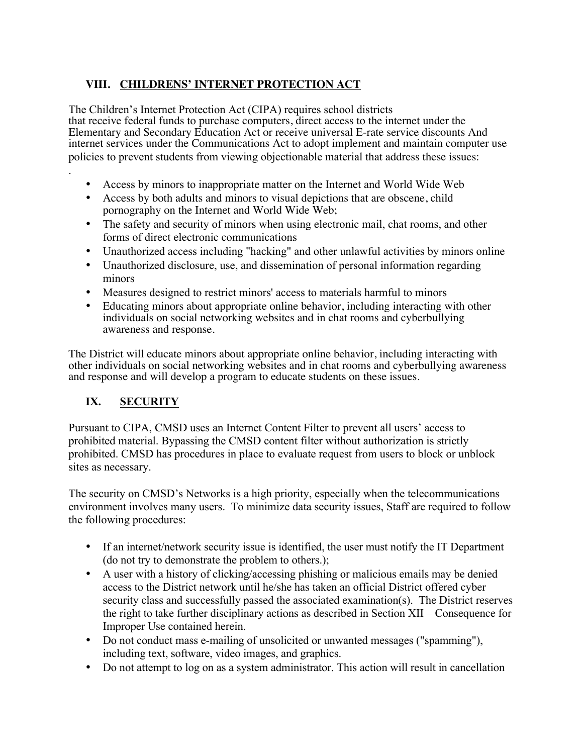## VIII. CHILDRENS' INTERNET PROTECTION ACT

The Children's Internet Protection Act (CIPA) requires school districts that receive federal funds to purchase computers, direct access to the internet under the Elementary and Secondary Education Act or receive universal E-rate service discounts And internet services under the Communications Act to adopt implement and maintain computer use policies to prevent students from viewing objectionable material that address these issues:

.

- Access by minors to inappropriate matter on the Internet and World Wide Web
- Access by both adults and minors to visual depictions that are obscene, child pornography on the Internet and World Wide Web;
- The safety and security of minors when using electronic mail, chat rooms, and other forms of direct electronic communications
- Unauthorized access including "hacking" and other unlawful activities by minors online
- Unauthorized disclosure, use, and dissemination of personal information regarding minors
- Measures designed to restrict minors' access to materials harmful to minors
- Educating minors about appropriate online behavior, including interacting with other individuals on social networking websites and in chat rooms and cyberbullying awareness and response.

The District will educate minors about appropriate online behavior, including interacting with other individuals on social networking websites and in chat rooms and cyberbullying awareness and response and will develop a program to educate students on these issues.

## IX. SECURITY

Pursuant to CIPA, CMSD uses an Internet Content Filter to prevent all users' access to prohibited material. Bypassing the CMSD content filter without authorization is strictly prohibited. CMSD has procedures in place to evaluate request from users to block or unblock sites as necessary.

The security on CMSD's Networks is a high priority, especially when the telecommunications environment involves many users. To minimize data security issues, Staff are required to follow the following procedures:

- If an internet/network security issue is identified, the user must notify the IT Department (do not try to demonstrate the problem to others.);
- A user with a history of clicking/accessing phishing or malicious emails may be denied access to the District network until he/she has taken an official District offered cyber security class and successfully passed the associated examination(s). The District reserves the right to take further disciplinary actions as described in Section XII – Consequence for Improper Use contained herein.
- Do not conduct mass e-mailing of unsolicited or unwanted messages ("spamming"), including text, software, video images, and graphics.
- Do not attempt to log on as a system administrator. This action will result in cancellation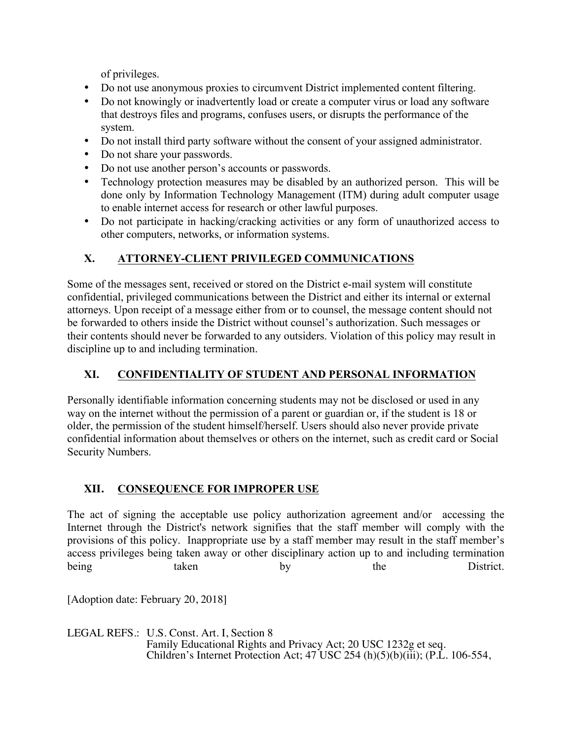of privileges.

- Do not use anonymous proxies to circumvent District implemented content filtering.
- Do not knowingly or inadvertently load or create a computer virus or load any software that destroys files and programs, confuses users, or disrupts the performance of the system.
- Do not install third party software without the consent of your assigned administrator.
- Do not share your passwords.
- Do not use another person's accounts or passwords.
- Technology protection measures may be disabled by an authorized person. This will be done only by Information Technology Management (ITM) during adult computer usage to enable internet access for research or other lawful purposes.
- Do not participate in hacking/cracking activities or any form of unauthorized access to other computers, networks, or information systems.

## X. ATTORNEY-CLIENT PRIVILEGED COMMUNICATIONS

Some of the messages sent, received or stored on the District e-mail system will constitute confidential, privileged communications between the District and either its internal or external attorneys. Upon receipt of a message either from or to counsel, the message content should not be forwarded to others inside the District without counsel's authorization. Such messages or their contents should never be forwarded to any outsiders. Violation of this policy may result in discipline up to and including termination.

## XI. CONFIDENTIALITY OF STUDENT AND PERSONAL INFORMATION

Personally identifiable information concerning students may not be disclosed or used in any way on the internet without the permission of a parent or guardian or, if the student is 18 or older, the permission of the student himself/herself. Users should also never provide private confidential information about themselves or others on the internet, such as credit card or Social Security Numbers.

## XII. CONSEQUENCE FOR IMPROPER USE

The act of signing the acceptable use policy authorization agreement and/or accessing the Internet through the District's network signifies that the staff member will comply with the provisions of this policy. Inappropriate use by a staff member may result in the staff member's access privileges being taken away or other disciplinary action up to and including termination being taken by the District.

[Adoption date: February 20, 2018]

LEGAL REFS.: U.S. Const. Art. I, Section 8
Family Educational Rights and Privacy Act; 20 USC 1232g et seq.
Children's Internet Protection Act; 47 USC 254 (h)(5)(b)(iii); (P.L. 106-554,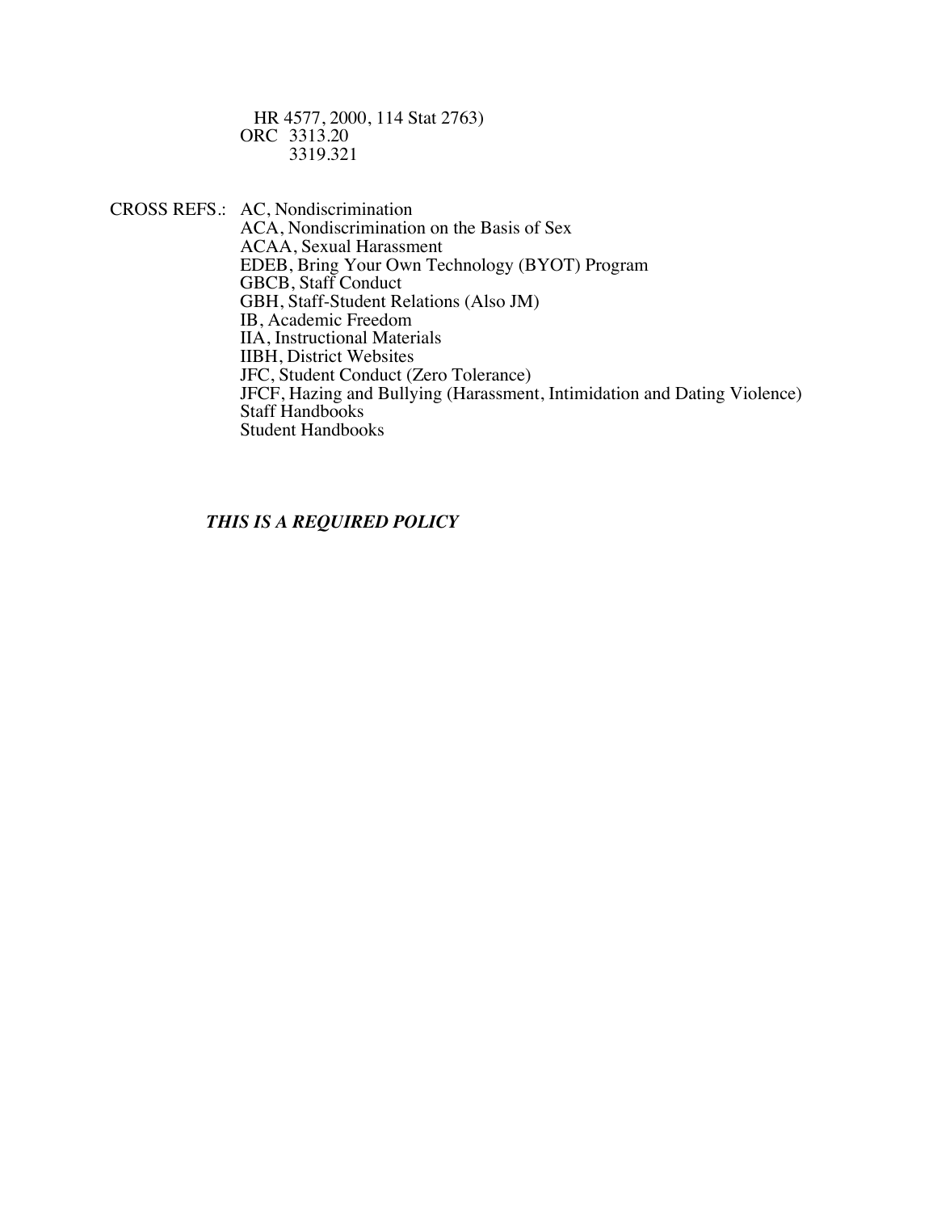HR 4577, 2000, 114 Stat 2763)
ORC 3313.20
3319.321

CROSS REFS.: AC, Nondiscrimination
ACA, Nondiscrimination on the Basis of Sex
ACAA, Sexual Harassment
EDEB, Bring Your Own Technology (BYOT) Program
GBCB, Staff Conduct
GBH, Staff-Student Relations (Also JM)
IB, Academic Freedom
IIA, Instructional Materials
IIBH, District Websites
JFC, Student Conduct (Zero Tolerance)
JFCF, Hazing and Bullying (Harassment, Intimidation and Dating Violence)
Staff Handbooks
Student Handbooks

***THIS IS A REQUIRED POLICY***